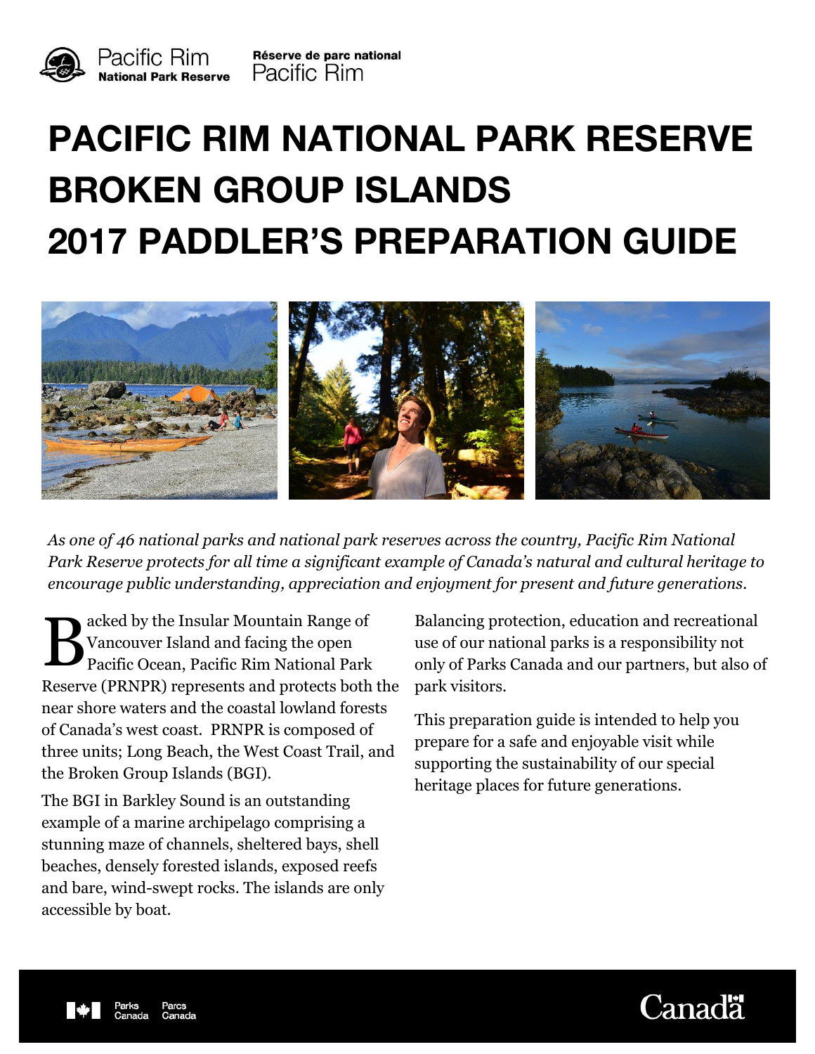Pacific Rim National Park Reserve

Réserve de parc national Pacific Rim

# PACIFIC RIM NATIONAL PARK RESERVE BROKEN GROUP ISLANDS 2017 PADDLER'S PREPARATION GUIDE

*As one of 46 national parks and national park reserves across the country, Pacific Rim National Park Reserve protects for all time a significant example of Canada's natural and cultural heritage to encourage public understanding, appreciation and enjoyment for present and future generations.*

Backed by the Insular Mountain Range of Vancouver Island and facing the open Pacific Ocean, Pacific Rim National Park Reserve (PRNPR) represents and protects both the near shore waters and the coastal lowland forests of Canada's west coast. PRNPR is composed of three units; Long Beach, the West Coast Trail, and the Broken Group Islands (BGI).

The BGI in Barkley Sound is an outstanding example of a marine archipelago comprising a stunning maze of channels, sheltered bays, shell beaches, densely forested islands, exposed reefs and bare, wind-swept rocks. The islands are only accessible by boat.

Balancing protection, education and recreational use of our national parks is a responsibility not only of Parks Canada and our partners, but also of park visitors.

This preparation guide is intended to help you prepare for a safe and enjoyable visit while supporting the sustainability of our special heritage places for future generations.

Parks Canada Parcs Canada

Canada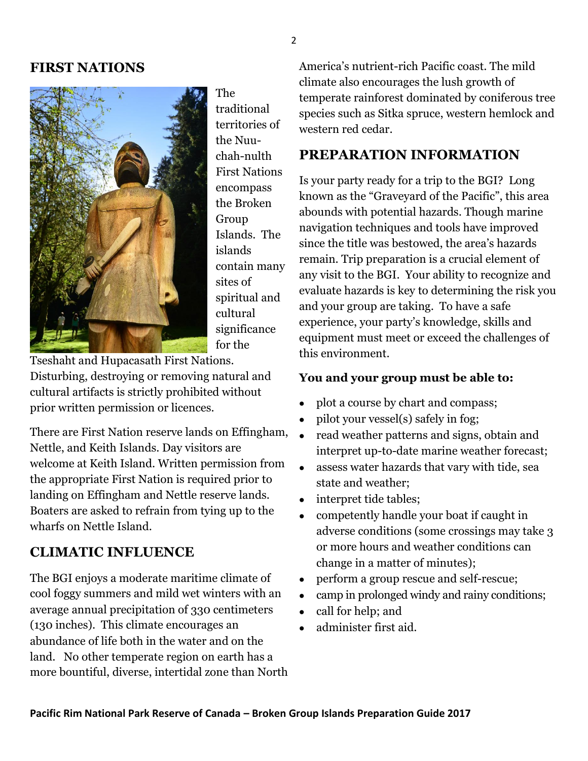## FIRST NATIONS

The traditional territories of the Nuu-chah-nulth First Nations encompass the Broken Group Islands. The islands contain many sites of spiritual and cultural significance for the Tseshaht and Hupacasath First Nations. Disturbing, destroying or removing natural and cultural artifacts is strictly prohibited without prior written permission or licences.

There are First Nation reserve lands on Effingham, Nettle, and Keith Islands. Day visitors are welcome at Keith Island. Written permission from the appropriate First Nation is required prior to landing on Effingham and Nettle reserve lands. Boaters are asked to refrain from tying up to the wharfs on Nettle Island.

## CLIMATIC INFLUENCE

The BGI enjoys a moderate maritime climate of cool foggy summers and mild wet winters with an average annual precipitation of 330 centimeters (130 inches). This climate encourages an abundance of life both in the water and on the land. No other temperate region on earth has a more bountiful, diverse, intertidal zone than North America's nutrient-rich Pacific coast. The mild climate also encourages the lush growth of temperate rainforest dominated by coniferous tree species such as Sitka spruce, western hemlock and western red cedar.

## PREPARATION INFORMATION

Is your party ready for a trip to the BGI? Long known as the "Graveyard of the Pacific", this area abounds with potential hazards. Though marine navigation techniques and tools have improved since the title was bestowed, the area's hazards remain. Trip preparation is a crucial element of any visit to the BGI. Your ability to recognize and evaluate hazards is key to determining the risk you and your group are taking. To have a safe experience, your party's knowledge, skills and equipment must meet or exceed the challenges of this environment.

**You and your group must be able to:**

- plot a course by chart and compass;
- pilot your vessel(s) safely in fog;
- read weather patterns and signs, obtain and interpret up-to-date marine weather forecast;
- assess water hazards that vary with tide, sea state and weather;
- interpret tide tables;
- competently handle your boat if caught in adverse conditions (some crossings may take 3 or more hours and weather conditions can change in a matter of minutes);
- perform a group rescue and self-rescue;
- camp in prolonged windy and rainy conditions;
- call for help; and
- administer first aid.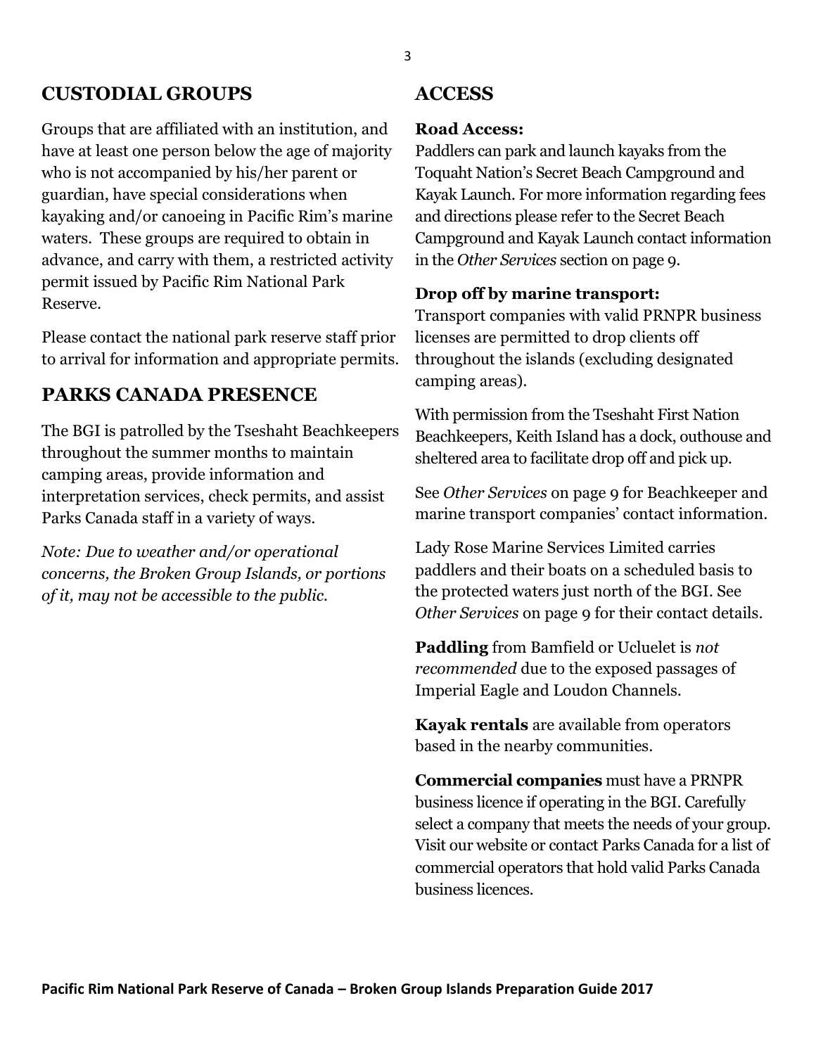## CUSTODIAL GROUPS

Groups that are affiliated with an institution, and have at least one person below the age of majority who is not accompanied by his/her parent or guardian, have special considerations when kayaking and/or canoeing in Pacific Rim's marine waters. These groups are required to obtain in advance, and carry with them, a restricted activity permit issued by Pacific Rim National Park Reserve.

Please contact the national park reserve staff prior to arrival for information and appropriate permits.

## PARKS CANADA PRESENCE

The BGI is patrolled by the Tseshaht Beachkeepers throughout the summer months to maintain camping areas, provide information and interpretation services, check permits, and assist Parks Canada staff in a variety of ways.

*Note: Due to weather and/or operational concerns, the Broken Group Islands, or portions of it, may not be accessible to the public.*

## ACCESS

**Road Access:**
Paddlers can park and launch kayaks from the Toquaht Nation's Secret Beach Campground and Kayak Launch. For more information regarding fees and directions please refer to the Secret Beach Campground and Kayak Launch contact information in the *Other Services* section on page 9.

**Drop off by marine transport:**
Transport companies with valid PRNPR business licenses are permitted to drop clients off throughout the islands (excluding designated camping areas).

With permission from the Tseshaht First Nation Beachkeepers, Keith Island has a dock, outhouse and sheltered area to facilitate drop off and pick up.

See *Other Services* on page 9 for Beachkeeper and marine transport companies' contact information.

Lady Rose Marine Services Limited carries paddlers and their boats on a scheduled basis to the protected waters just north of the BGI. See *Other Services* on page 9 for their contact details.

**Paddling** from Bamfield or Ucluelet is *not recommended* due to the exposed passages of Imperial Eagle and Loudon Channels.

**Kayak rentals** are available from operators based in the nearby communities.

**Commercial companies** must have a PRNPR business licence if operating in the BGI. Carefully select a company that meets the needs of your group. Visit our website or contact Parks Canada for a list of commercial operators that hold valid Parks Canada business licences.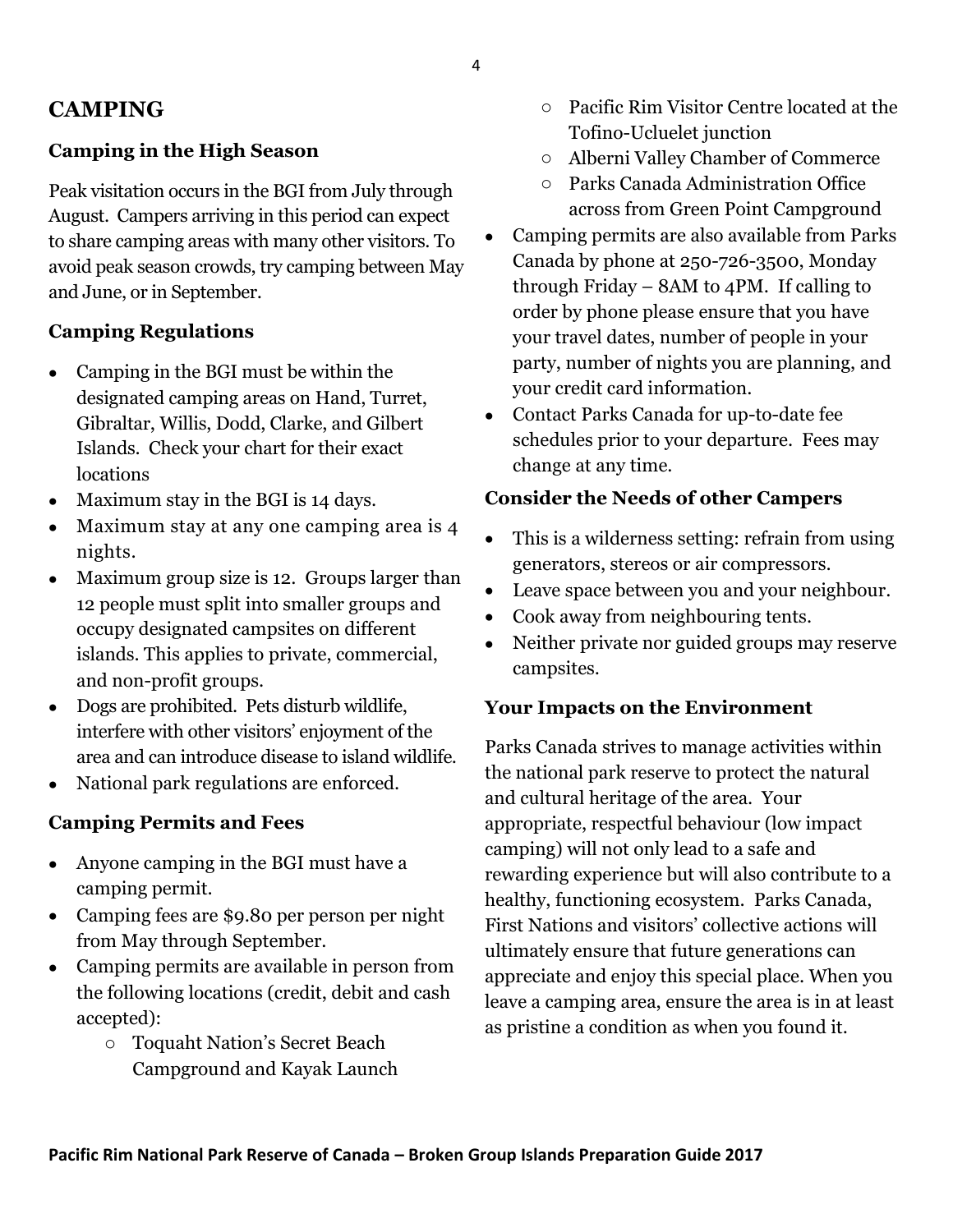## CAMPING

### Camping in the High Season

Peak visitation occurs in the BGI from July through August. Campers arriving in this period can expect to share camping areas with many other visitors. To avoid peak season crowds, try camping between May and June, or in September.

### Camping Regulations

- Camping in the BGI must be within the designated camping areas on Hand, Turret, Gibraltar, Willis, Dodd, Clarke, and Gilbert Islands. Check your chart for their exact locations
- Maximum stay in the BGI is 14 days.
- Maximum stay at any one camping area is 4 nights.
- Maximum group size is 12. Groups larger than 12 people must split into smaller groups and occupy designated campsites on different islands. This applies to private, commercial, and non-profit groups.
- Dogs are prohibited. Pets disturb wildlife, interfere with other visitors' enjoyment of the area and can introduce disease to island wildlife.
- National park regulations are enforced.

### Camping Permits and Fees

- Anyone camping in the BGI must have a camping permit.
- Camping fees are $9.80 per person per night from May through September.
- Camping permits are available in person from the following locations (credit, debit and cash accepted):
  - Toquaht Nation's Secret Beach Campground and Kayak Launch
  - Pacific Rim Visitor Centre located at the Tofino-Ucluelet junction
  - Alberni Valley Chamber of Commerce
  - Parks Canada Administration Office across from Green Point Campground
- Camping permits are also available from Parks Canada by phone at 250-726-3500, Monday through Friday – 8AM to 4PM. If calling to order by phone please ensure that you have your travel dates, number of people in your party, number of nights you are planning, and your credit card information.
- Contact Parks Canada for up-to-date fee schedules prior to your departure. Fees may change at any time.

### Consider the Needs of other Campers

- This is a wilderness setting: refrain from using generators, stereos or air compressors.
- Leave space between you and your neighbour.
- Cook away from neighbouring tents.
- Neither private nor guided groups may reserve campsites.

### Your Impacts on the Environment

Parks Canada strives to manage activities within the national park reserve to protect the natural and cultural heritage of the area. Your appropriate, respectful behaviour (low impact camping) will not only lead to a safe and rewarding experience but will also contribute to a healthy, functioning ecosystem. Parks Canada, First Nations and visitors' collective actions will ultimately ensure that future generations can appreciate and enjoy this special place. When you leave a camping area, ensure the area is in at least as pristine a condition as when you found it.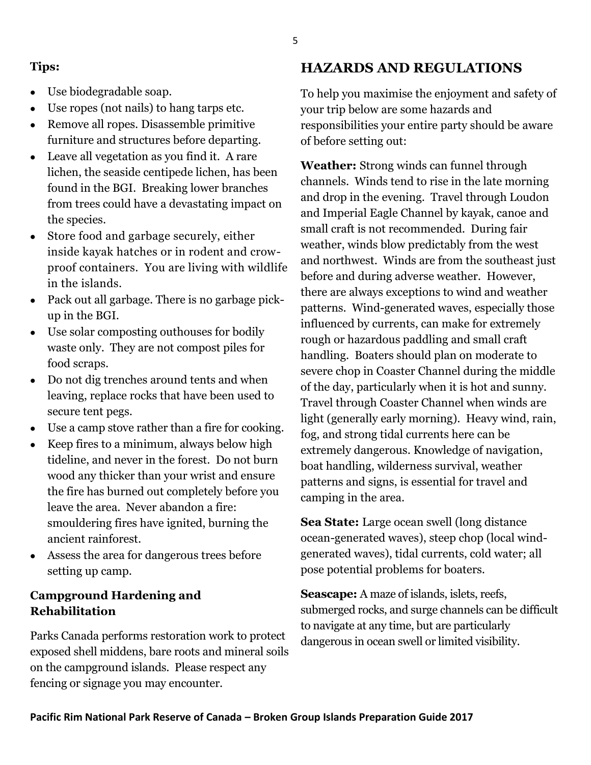**Tips:**

- Use biodegradable soap.
- Use ropes (not nails) to hang tarps etc.
- Remove all ropes. Disassemble primitive furniture and structures before departing.
- Leave all vegetation as you find it. A rare lichen, the seaside centipede lichen, has been found in the BGI. Breaking lower branches from trees could have a devastating impact on the species.
- Store food and garbage securely, either inside kayak hatches or in rodent and crow-proof containers. You are living with wildlife in the islands.
- Pack out all garbage. There is no garbage pick-up in the BGI.
- Use solar composting outhouses for bodily waste only. They are not compost piles for food scraps.
- Do not dig trenches around tents and when leaving, replace rocks that have been used to secure tent pegs.
- Use a camp stove rather than a fire for cooking.
- Keep fires to a minimum, always below high tideline, and never in the forest. Do not burn wood any thicker than your wrist and ensure the fire has burned out completely before you leave the area. Never abandon a fire: smouldering fires have ignited, burning the ancient rainforest.
- Assess the area for dangerous trees before setting up camp.

### Campground Hardening and Rehabilitation

Parks Canada performs restoration work to protect exposed shell middens, bare roots and mineral soils on the campground islands. Please respect any fencing or signage you may encounter.

## HAZARDS AND REGULATIONS

To help you maximise the enjoyment and safety of your trip below are some hazards and responsibilities your entire party should be aware of before setting out:

**Weather:** Strong winds can funnel through channels. Winds tend to rise in the late morning and drop in the evening. Travel through Loudon and Imperial Eagle Channel by kayak, canoe and small craft is not recommended. During fair weather, winds blow predictably from the west and northwest. Winds are from the southeast just before and during adverse weather. However, there are always exceptions to wind and weather patterns. Wind-generated waves, especially those influenced by currents, can make for extremely rough or hazardous paddling and small craft handling. Boaters should plan on moderate to severe chop in Coaster Channel during the middle of the day, particularly when it is hot and sunny. Travel through Coaster Channel when winds are light (generally early morning). Heavy wind, rain, fog, and strong tidal currents here can be extremely dangerous. Knowledge of navigation, boat handling, wilderness survival, weather patterns and signs, is essential for travel and camping in the area.

**Sea State:** Large ocean swell (long distance ocean-generated waves), steep chop (local wind-generated waves), tidal currents, cold water; all pose potential problems for boaters.

**Seascape:** A maze of islands, islets, reefs, submerged rocks, and surge channels can be difficult to navigate at any time, but are particularly dangerous in ocean swell or limited visibility.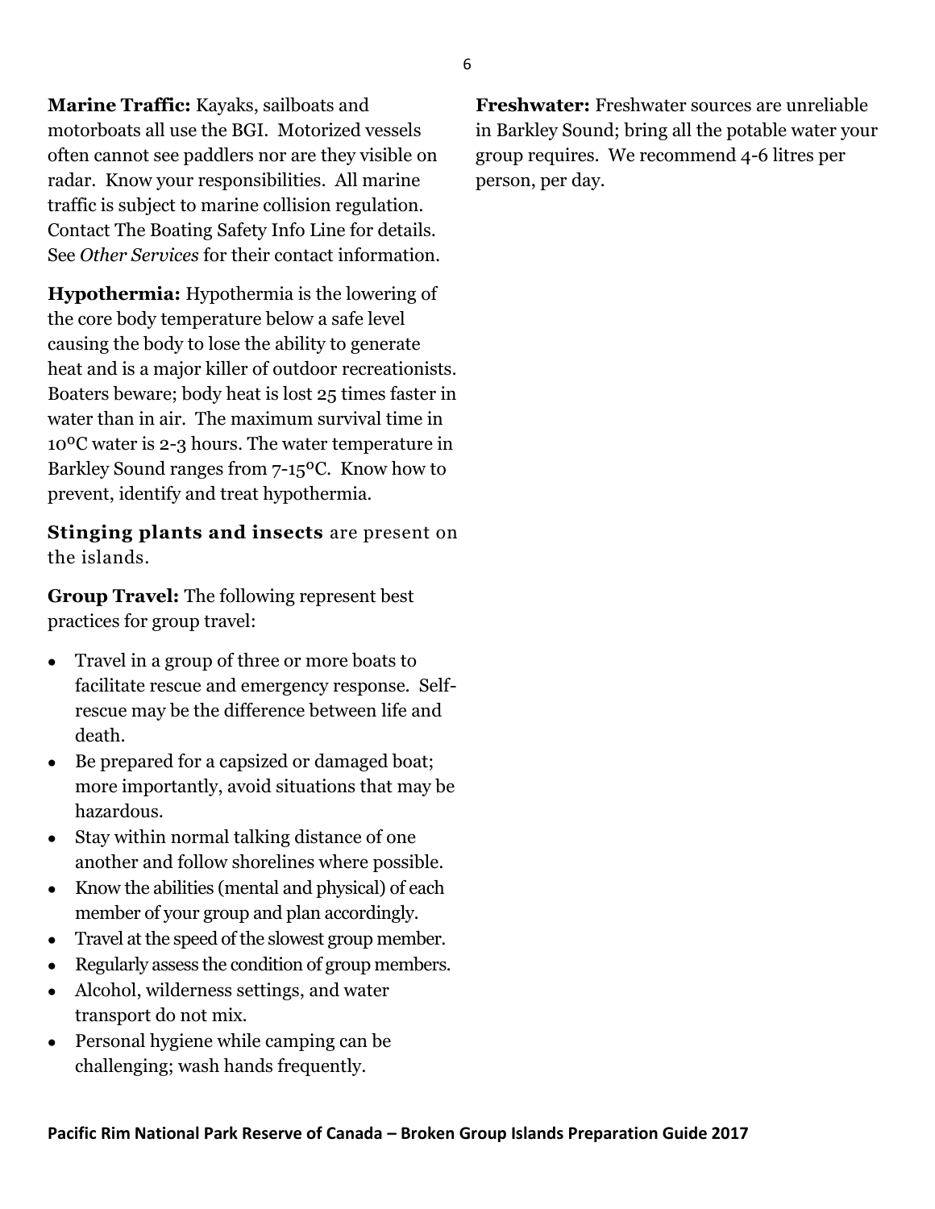**Marine Traffic:** Kayaks, sailboats and motorboats all use the BGI. Motorized vessels often cannot see paddlers nor are they visible on radar. Know your responsibilities. All marine traffic is subject to marine collision regulation. Contact The Boating Safety Info Line for details. See *Other Services* for their contact information.

**Hypothermia:** Hypothermia is the lowering of the core body temperature below a safe level causing the body to lose the ability to generate heat and is a major killer of outdoor recreationists. Boaters beware; body heat is lost 25 times faster in water than in air. The maximum survival time in 10ºC water is 2-3 hours. The water temperature in Barkley Sound ranges from 7-15ºC. Know how to prevent, identify and treat hypothermia.

**Stinging plants and insects** are present on the islands.

**Group Travel:** The following represent best practices for group travel:

- Travel in a group of three or more boats to facilitate rescue and emergency response. Self-rescue may be the difference between life and death.
- Be prepared for a capsized or damaged boat; more importantly, avoid situations that may be hazardous.
- Stay within normal talking distance of one another and follow shorelines where possible.
- Know the abilities (mental and physical) of each member of your group and plan accordingly.
- Travel at the speed of the slowest group member.
- Regularly assess the condition of group members.
- Alcohol, wilderness settings, and water transport do not mix.
- Personal hygiene while camping can be challenging; wash hands frequently.

**Freshwater:** Freshwater sources are unreliable in Barkley Sound; bring all the potable water your group requires. We recommend 4-6 litres per person, per day.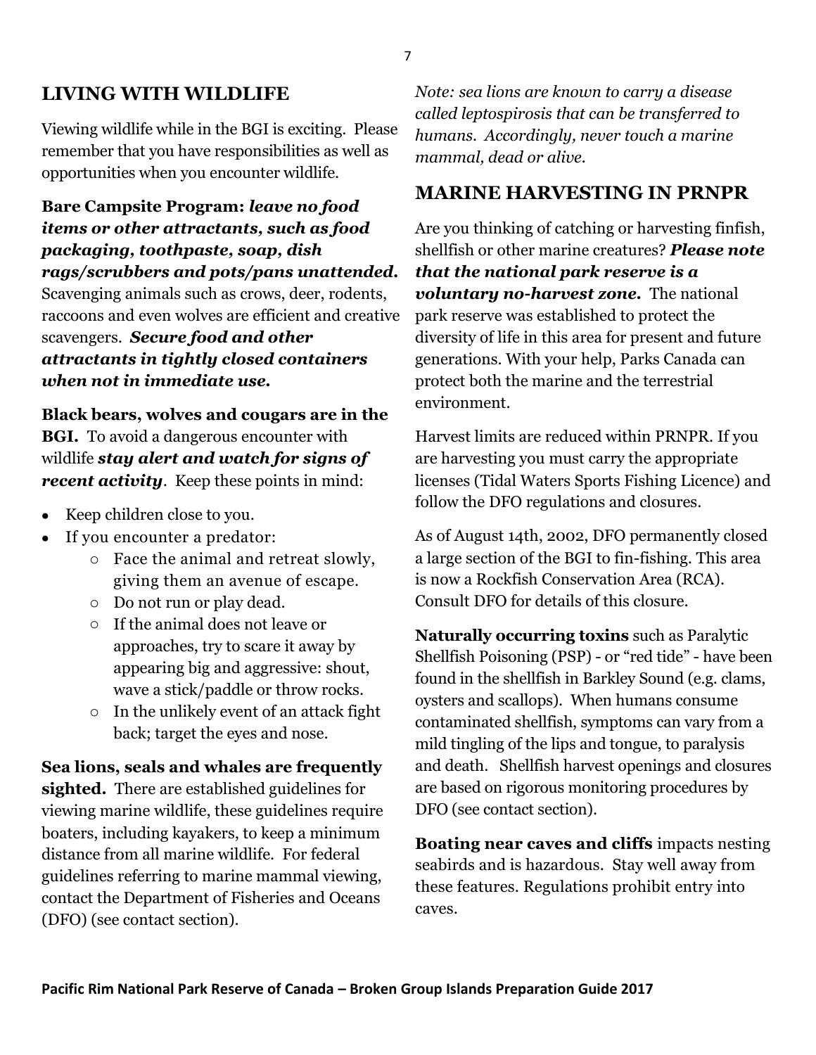## LIVING WITH WILDLIFE

Viewing wildlife while in the BGI is exciting. Please remember that you have responsibilities as well as opportunities when you encounter wildlife.

**Bare Campsite Program:** ***leave no food items or other attractants, such as food packaging, toothpaste, soap, dish rags/scrubbers and pots/pans unattended.*** Scavenging animals such as crows, deer, rodents, raccoons and even wolves are efficient and creative scavengers. ***Secure food and other attractants in tightly closed containers when not in immediate use.***

**Black bears, wolves and cougars are in the BGI.** To avoid a dangerous encounter with wildlife ***stay alert and watch for signs of recent activity***. Keep these points in mind:

- Keep children close to you.
- If you encounter a predator:
    - Face the animal and retreat slowly, giving them an avenue of escape.
    - Do not run or play dead.
    - If the animal does not leave or approaches, try to scare it away by appearing big and aggressive: shout, wave a stick/paddle or throw rocks.
    - In the unlikely event of an attack fight back; target the eyes and nose.

**Sea lions, seals and whales are frequently sighted.** There are established guidelines for viewing marine wildlife, these guidelines require boaters, including kayakers, to keep a minimum distance from all marine wildlife. For federal guidelines referring to marine mammal viewing, contact the Department of Fisheries and Oceans (DFO) (see contact section).

*Note: sea lions are known to carry a disease called leptospirosis that can be transferred to humans. Accordingly, never touch a marine mammal, dead or alive.*

## MARINE HARVESTING IN PRNPR

Are you thinking of catching or harvesting finfish, shellfish or other marine creatures? ***Please note that the national park reserve is a voluntary no-harvest zone.*** The national park reserve was established to protect the diversity of life in this area for present and future generations. With your help, Parks Canada can protect both the marine and the terrestrial environment.

Harvest limits are reduced within PRNPR. If you are harvesting you must carry the appropriate licenses (Tidal Waters Sports Fishing Licence) and follow the DFO regulations and closures.

As of August 14th, 2002, DFO permanently closed a large section of the BGI to fin-fishing. This area is now a Rockfish Conservation Area (RCA). Consult DFO for details of this closure.

**Naturally occurring toxins** such as Paralytic Shellfish Poisoning (PSP) - or "red tide" - have been found in the shellfish in Barkley Sound (e.g. clams, oysters and scallops). When humans consume contaminated shellfish, symptoms can vary from a mild tingling of the lips and tongue, to paralysis and death. Shellfish harvest openings and closures are based on rigorous monitoring procedures by DFO (see contact section).

**Boating near caves and cliffs** impacts nesting seabirds and is hazardous. Stay well away from these features. Regulations prohibit entry into caves.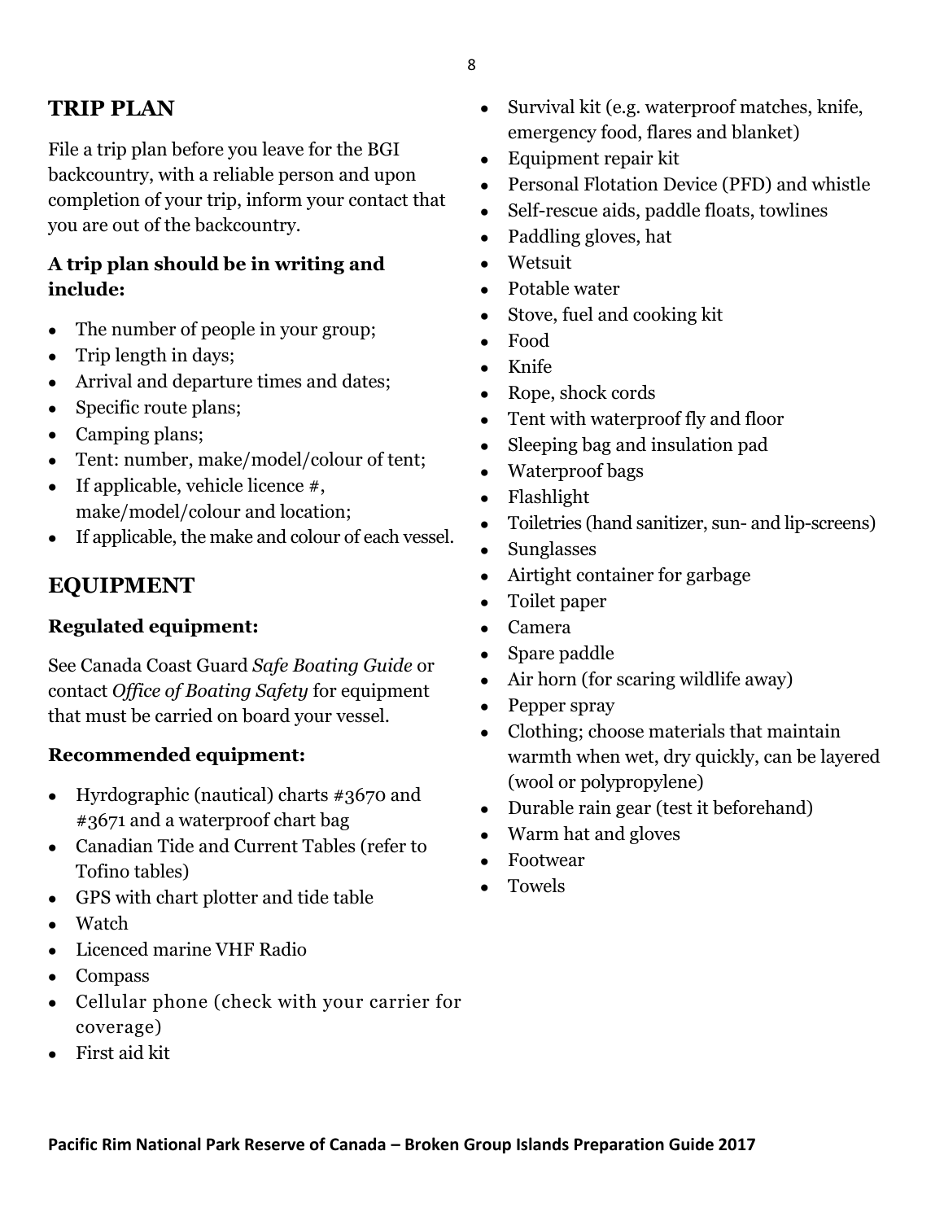## TRIP PLAN

File a trip plan before you leave for the BGI backcountry, with a reliable person and upon completion of your trip, inform your contact that you are out of the backcountry.

### A trip plan should be in writing and include:

- The number of people in your group;
- Trip length in days;
- Arrival and departure times and dates;
- Specific route plans;
- Camping plans;
- Tent: number, make/model/colour of tent;
- If applicable, vehicle licence #, make/model/colour and location;
- If applicable, the make and colour of each vessel.

## EQUIPMENT

### Regulated equipment:

See Canada Coast Guard *Safe Boating Guide* or contact *Office of Boating Safety* for equipment that must be carried on board your vessel.

### Recommended equipment:

- Hyrdographic (nautical) charts #3670 and #3671 and a waterproof chart bag
- Canadian Tide and Current Tables (refer to Tofino tables)
- GPS with chart plotter and tide table
- Watch
- Licenced marine VHF Radio
- Compass
- Cellular phone (check with your carrier for coverage)
- First aid kit
- Survival kit (e.g. waterproof matches, knife, emergency food, flares and blanket)
- Equipment repair kit
- Personal Flotation Device (PFD) and whistle
- Self-rescue aids, paddle floats, towlines
- Paddling gloves, hat
- Wetsuit
- Potable water
- Stove, fuel and cooking kit
- Food
- Knife
- Rope, shock cords
- Tent with waterproof fly and floor
- Sleeping bag and insulation pad
- Waterproof bags
- Flashlight
- Toiletries (hand sanitizer, sun- and lip-screens)
- Sunglasses
- Airtight container for garbage
- Toilet paper
- Camera
- Spare paddle
- Air horn (for scaring wildlife away)
- Pepper spray
- Clothing; choose materials that maintain warmth when wet, dry quickly, can be layered (wool or polypropylene)
- Durable rain gear (test it beforehand)
- Warm hat and gloves
- Footwear
- Towels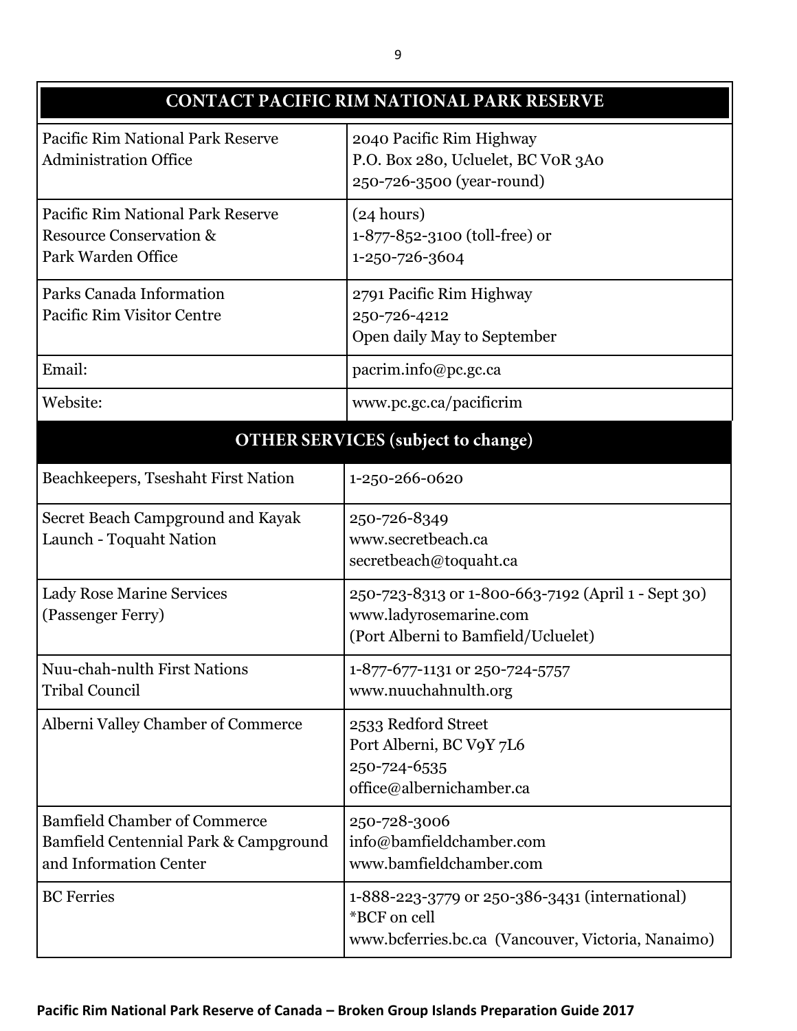| CONTACT PACIFIC RIM NATIONAL PARK RESERVE | |
|---|---|
| Pacific Rim National Park Reserve Administration Office | 2040 Pacific Rim Highway<br>P.O. Box 280, Ucluelet, BC V0R 3A0<br>250-726-3500 (year-round) |
| Pacific Rim National Park Reserve Resource Conservation & Park Warden Office | (24 hours)<br>1-877-852-3100 (toll-free) or<br>1-250-726-3604 |
| Parks Canada Information Pacific Rim Visitor Centre | 2791 Pacific Rim Highway<br>250-726-4212<br>Open daily May to September |
| Email: | pacrim.info@pc.gc.ca |
| Website: | www.pc.gc.ca/pacificrim |
| **OTHER SERVICES (subject to change)** | |
| Beachkeepers, Tseshaht First Nation | 1-250-266-0620 |
| Secret Beach Campground and Kayak Launch - Toquaht Nation | 250-726-8349<br>www.secretbeach.ca<br>secretbeach@toquaht.ca |
| Lady Rose Marine Services (Passenger Ferry) | 250-723-8313 or 1-800-663-7192 (April 1 - Sept 30)<br>www.ladyrosemarine.com<br>(Port Alberni to Bamfield/Ucluelet) |
| Nuu-chah-nulth First Nations Tribal Council | 1-877-677-1131 or 250-724-5757<br>www.nuuchahnulth.org |
| Alberni Valley Chamber of Commerce | 2533 Redford Street<br>Port Alberni, BC V9Y 7L6<br>250-724-6535<br>office@albernichamber.ca |
| Bamfield Chamber of Commerce Bamfield Centennial Park & Campground and Information Center | 250-728-3006<br>info@bamfieldchamber.com<br>www.bamfieldchamber.com |
| BC Ferries | 1-888-223-3779 or 250-386-3431 (international)<br>*BCF on cell<br>www.bcferries.bc.ca (Vancouver, Victoria, Nanaimo) |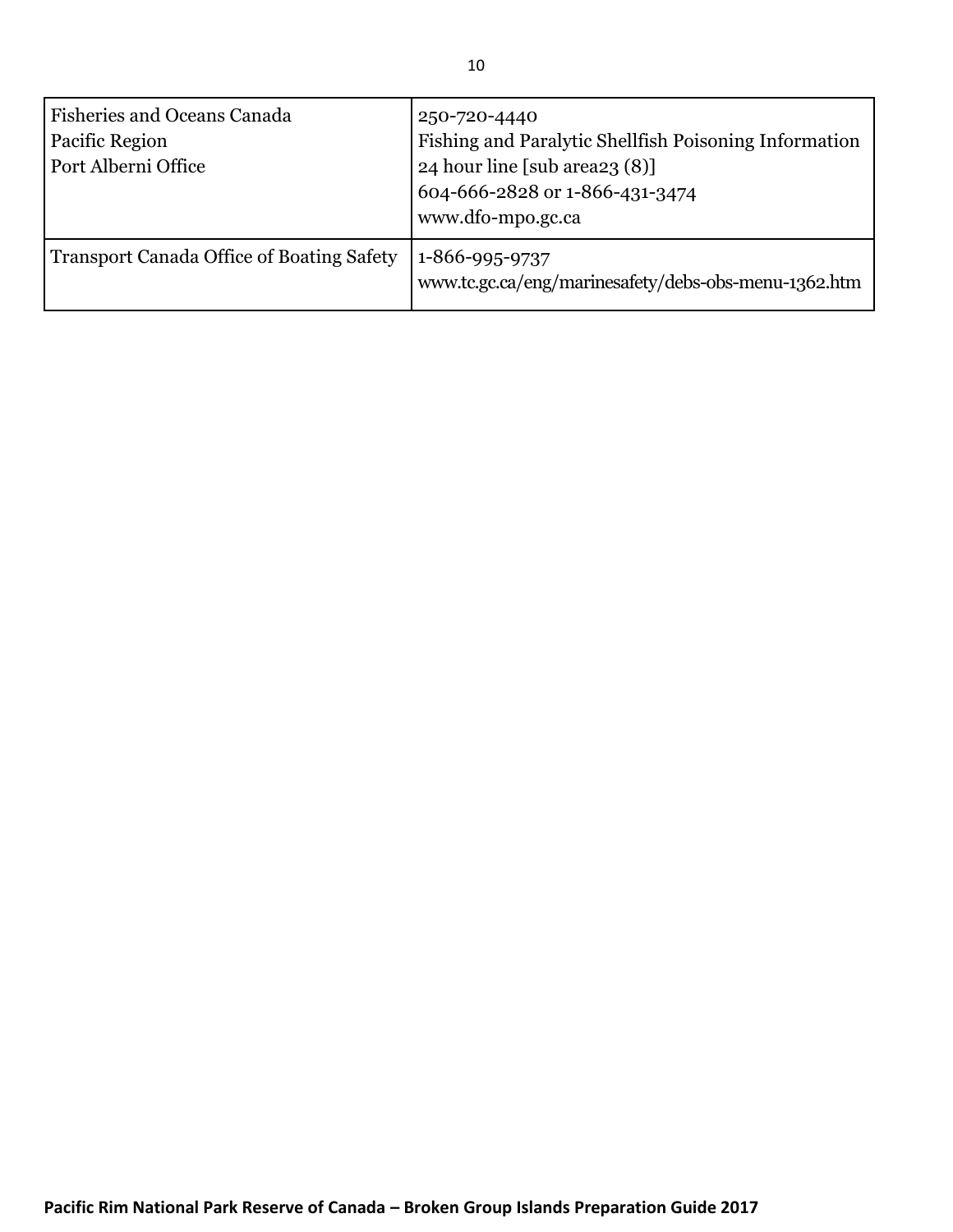| | |
|---|---|
| Fisheries and Oceans Canada<br>Pacific Region<br>Port Alberni Office | 250-720-4440<br>Fishing and Paralytic Shellfish Poisoning Information 24 hour line [sub area23 (8)]<br>604-666-2828 or 1-866-431-3474<br>www.dfo-mpo.gc.ca |
| Transport Canada Office of Boating Safety | 1-866-995-9737<br>www.tc.gc.ca/eng/marinesafety/debs-obs-menu-1362.htm |